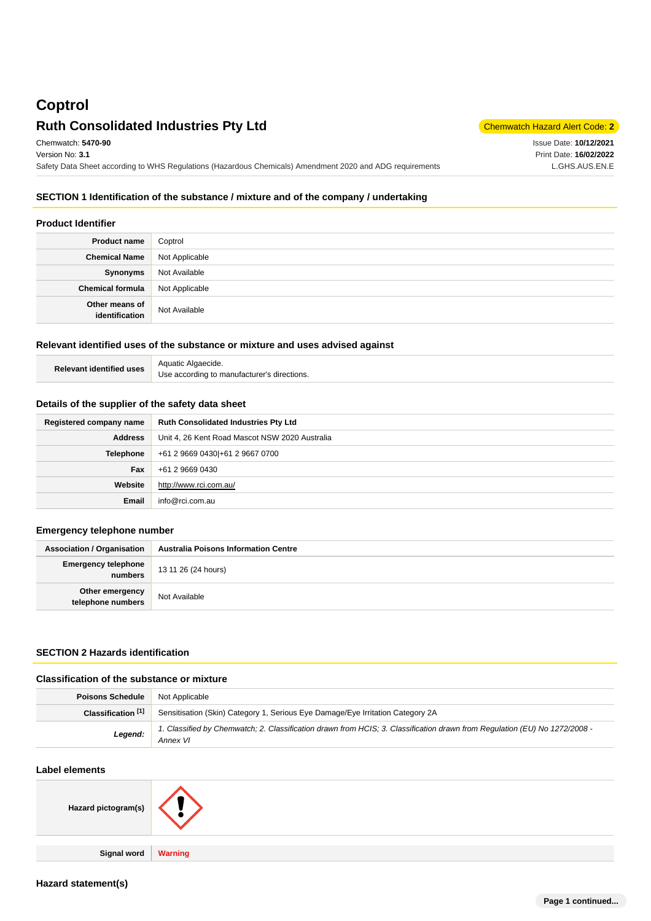# Coptrol

## Ruth Consolidated Industries Pty Ltd

Chemwatch Hazard Alert Code: **2**

Chemwatch: **5470-90**
Version No: **3.1**
Safety Data Sheet according to WHS Regulations (Hazardous Chemicals) Amendment 2020 and ADG requirements

Issue Date: **10/12/2021**
Print Date: **16/02/2022**
L.GHS.AUS.EN.E

### SECTION 1 Identification of the substance / mixture and of the company / undertaking

#### Product Identifier

| | |
|---|---|
| **Product name** | Coptrol |
| **Chemical Name** | Not Applicable |
| **Synonyms** | Not Available |
| **Chemical formula** | Not Applicable |
| **Other means of identification** | Not Available |

#### Relevant identified uses of the substance or mixture and uses advised against

| | |
|---|---|
| **Relevant identified uses** | Aquatic Algaecide.<br>Use according to manufacturer's directions. |

#### Details of the supplier of the safety data sheet

| | |
|---|---|
| **Registered company name** | **Ruth Consolidated Industries Pty Ltd** |
| **Address** | Unit 4, 26 Kent Road Mascot NSW 2020 Australia |
| **Telephone** | +61 2 9669 0430\|+61 2 9667 0700 |
| **Fax** | +61 2 9669 0430 |
| **Website** | http://www.rci.com.au/ |
| **Email** | info@rci.com.au |

#### Emergency telephone number

| | |
|---|---|
| **Association / Organisation** | **Australia Poisons Information Centre** |
| **Emergency telephone numbers** | 13 11 26 (24 hours) |
| **Other emergency telephone numbers** | Not Available |

### SECTION 2 Hazards identification

#### Classification of the substance or mixture

| | |
|---|---|
| **Poisons Schedule** | Not Applicable |
| **Classification [1]** | Sensitisation (Skin) Category 1, Serious Eye Damage/Eye Irritation Category 2A |
| ***Legend:*** | *1. Classified by Chemwatch; 2. Classification drawn from HCIS; 3. Classification drawn from Regulation (EU) No 1272/2008 - Annex VI* |

#### Label elements

| | |
|---|---|
| **Hazard pictogram(s)** | |
| **Signal word** | **Warning** |

#### Hazard statement(s)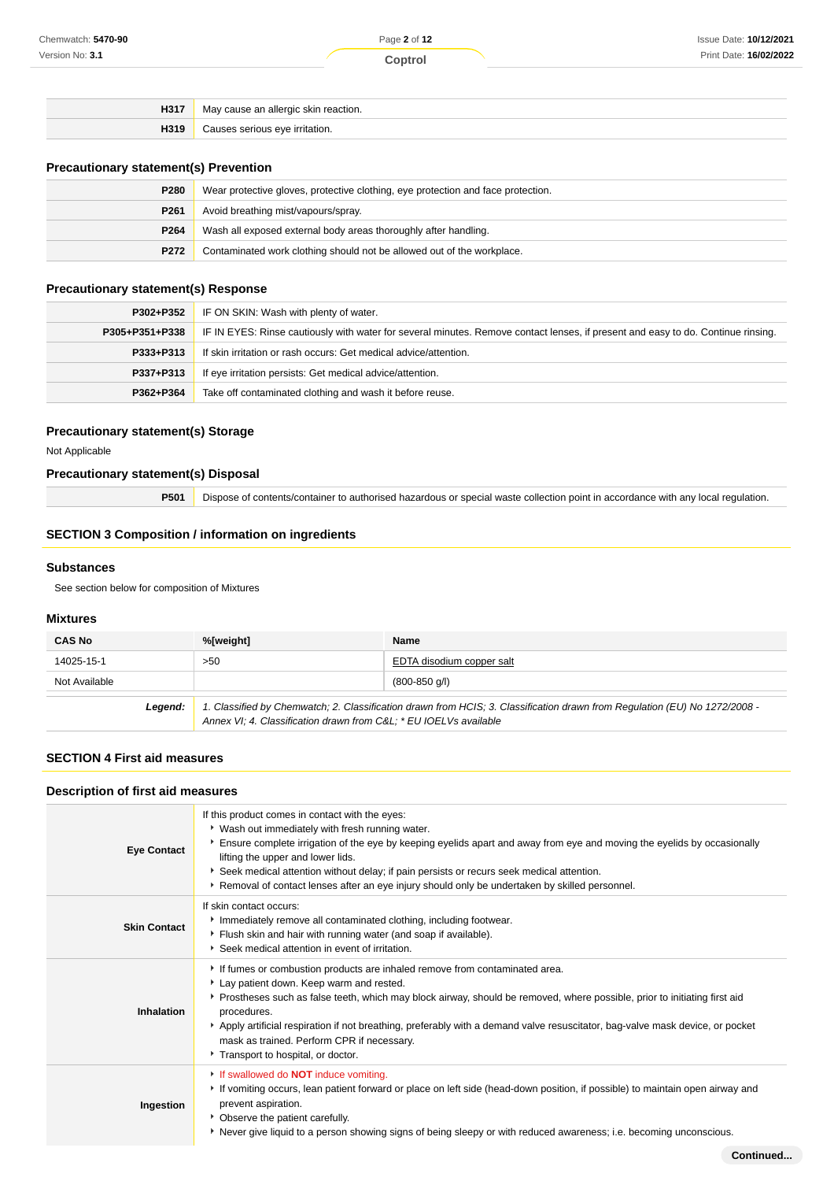| | |
|---|---|
| **H317** | May cause an allergic skin reaction. |
| **H319** | Causes serious eye irritation. |

### Precautionary statement(s) Prevention

| | |
|---|---|
| **P280** | Wear protective gloves, protective clothing, eye protection and face protection. |
| **P261** | Avoid breathing mist/vapours/spray. |
| **P264** | Wash all exposed external body areas thoroughly after handling. |
| **P272** | Contaminated work clothing should not be allowed out of the workplace. |

### Precautionary statement(s) Response

| | |
|---|---|
| **P302+P352** | IF ON SKIN: Wash with plenty of water. |
| **P305+P351+P338** | IF IN EYES: Rinse cautiously with water for several minutes. Remove contact lenses, if present and easy to do. Continue rinsing. |
| **P333+P313** | If skin irritation or rash occurs: Get medical advice/attention. |
| **P337+P313** | If eye irritation persists: Get medical advice/attention. |
| **P362+P364** | Take off contaminated clothing and wash it before reuse. |

### Precautionary statement(s) Storage

Not Applicable

### Precautionary statement(s) Disposal

| | |
|---|---|
| **P501** | Dispose of contents/container to authorised hazardous or special waste collection point in accordance with any local regulation. |

## SECTION 3 Composition / information on ingredients

### Substances

See section below for composition of Mixtures

### Mixtures

| CAS No | %[weight] | Name |
|---|---|---|
| 14025-15-1 | >50 | EDTA disodium copper salt |
| Not Available | | (800-850 g/l) |

| | |
|---|---|
| ***Legend:*** | *1. Classified by Chemwatch; 2. Classification drawn from HCIS; 3. Classification drawn from Regulation (EU) No 1272/2008 - Annex VI; 4. Classification drawn from C&L; * EU IOELVs available* |

## SECTION 4 First aid measures

### Description of first aid measures

| | |
|---|---|
| **Eye Contact** | If this product comes in contact with the eyes:<br>▸ Wash out immediately with fresh running water.<br>▸ Ensure complete irrigation of the eye by keeping eyelids apart and away from eye and moving the eyelids by occasionally lifting the upper and lower lids.<br>▸ Seek medical attention without delay; if pain persists or recurs seek medical attention.<br>▸ Removal of contact lenses after an eye injury should only be undertaken by skilled personnel. |
| **Skin Contact** | If skin contact occurs:<br>▸ Immediately remove all contaminated clothing, including footwear.<br>▸ Flush skin and hair with running water (and soap if available).<br>▸ Seek medical attention in event of irritation. |
| **Inhalation** | ▸ If fumes or combustion products are inhaled remove from contaminated area.<br>▸ Lay patient down. Keep warm and rested.<br>▸ Prostheses such as false teeth, which may block airway, should be removed, where possible, prior to initiating first aid procedures.<br>▸ Apply artificial respiration if not breathing, preferably with a demand valve resuscitator, bag-valve mask device, or pocket mask as trained. Perform CPR if necessary.<br>▸ Transport to hospital, or doctor. |
| **Ingestion** | ▸ If swallowed do **NOT** induce vomiting.<br>▸ If vomiting occurs, lean patient forward or place on left side (head-down position, if possible) to maintain open airway and prevent aspiration.<br>▸ Observe the patient carefully.<br>▸ Never give liquid to a person showing signs of being sleepy or with reduced awareness; i.e. becoming unconscious. |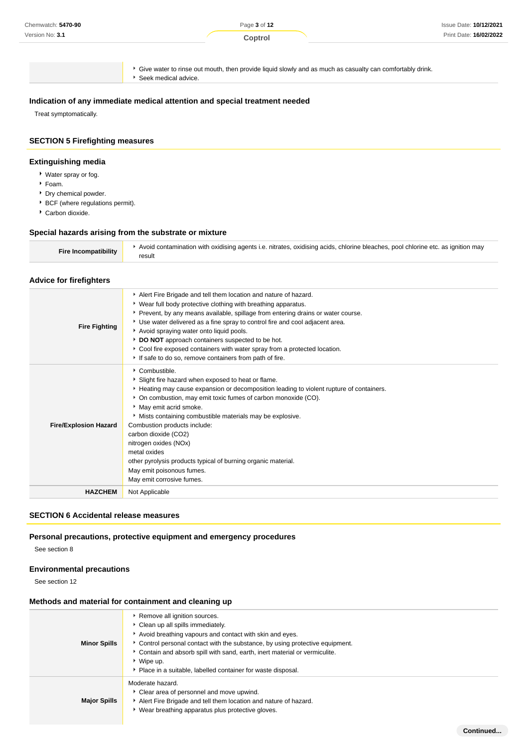| | |
|---|---|
| | Give water to rinse out mouth, then provide liquid slowly and as much as casualty can comfortably drink.<br>Seek medical advice. |

### Indication of any immediate medical attention and special treatment needed

Treat symptomatically.

## SECTION 5 Firefighting measures

### Extinguishing media

- Water spray or fog.
- Foam.
- Dry chemical powder.
- BCF (where regulations permit).
- Carbon dioxide.

### Special hazards arising from the substrate or mixture

| | |
|---|---|
| **Fire Incompatibility** | Avoid contamination with oxidising agents i.e. nitrates, oxidising acids, chlorine bleaches, pool chlorine etc. as ignition may result |

### Advice for firefighters

| | |
|---|---|
| **Fire Fighting** | Alert Fire Brigade and tell them location and nature of hazard.<br>Wear full body protective clothing with breathing apparatus.<br>Prevent, by any means available, spillage from entering drains or water course.<br>Use water delivered as a fine spray to control fire and cool adjacent area.<br>Avoid spraying water onto liquid pools.<br>**DO NOT** approach containers suspected to be hot.<br>Cool fire exposed containers with water spray from a protected location.<br>If safe to do so, remove containers from path of fire. |
| **Fire/Explosion Hazard** | Combustible.<br>Slight fire hazard when exposed to heat or flame.<br>Heating may cause expansion or decomposition leading to violent rupture of containers.<br>On combustion, may emit toxic fumes of carbon monoxide (CO).<br>May emit acrid smoke.<br>Mists containing combustible materials may be explosive.<br>Combustion products include:<br>carbon dioxide ($CO_2$)<br>nitrogen oxides (NOx)<br>metal oxides<br>other pyrolysis products typical of burning organic material.<br>May emit poisonous fumes.<br>May emit corrosive fumes. |
| **HAZCHEM** | Not Applicable |

## SECTION 6 Accidental release measures

### Personal precautions, protective equipment and emergency procedures

See section 8

### Environmental precautions

See section 12

### Methods and material for containment and cleaning up

| | |
|---|---|
| **Minor Spills** | Remove all ignition sources.<br>Clean up all spills immediately.<br>Avoid breathing vapours and contact with skin and eyes.<br>Control personal contact with the substance, by using protective equipment.<br>Contain and absorb spill with sand, earth, inert material or vermiculite.<br>Wipe up.<br>Place in a suitable, labelled container for waste disposal. |
| **Major Spills** | Moderate hazard.<br>Clear area of personnel and move upwind.<br>Alert Fire Brigade and tell them location and nature of hazard.<br>Wear breathing apparatus plus protective gloves. |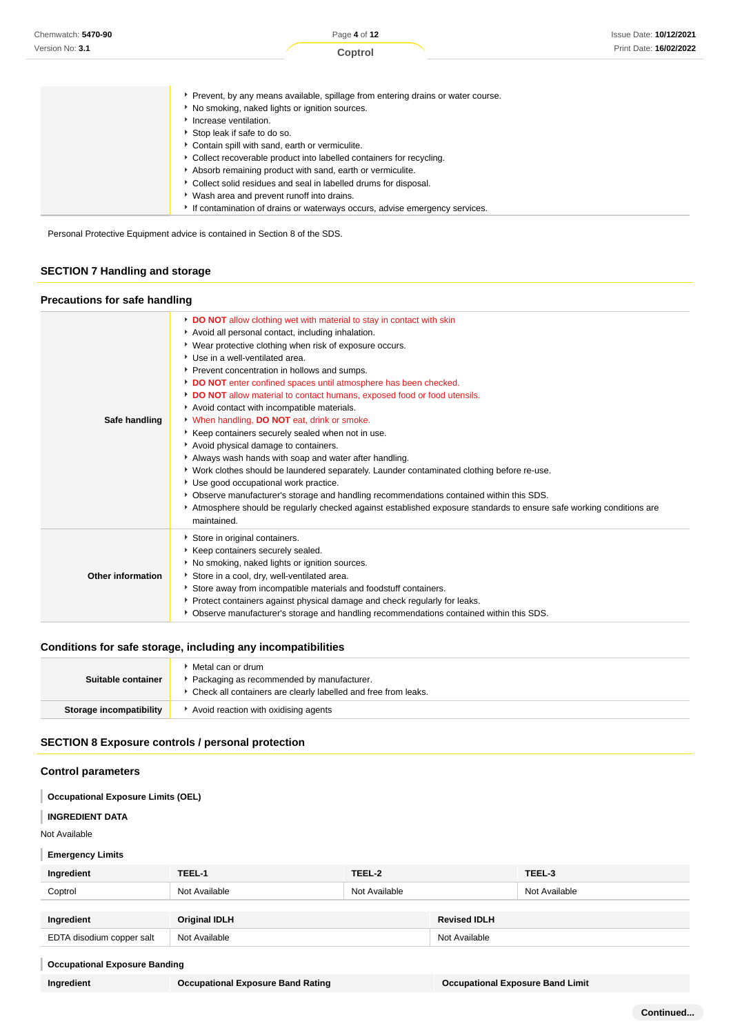| | |
|---|---|
| | - Prevent, by any means available, spillage from entering drains or water course.<br>- No smoking, naked lights or ignition sources.<br>- Increase ventilation.<br>- Stop leak if safe to do so.<br>- Contain spill with sand, earth or vermiculite.<br>- Collect recoverable product into labelled containers for recycling.<br>- Absorb remaining product with sand, earth or vermiculite.<br>- Collect solid residues and seal in labelled drums for disposal.<br>- Wash area and prevent runoff into drains.<br>- If contamination of drains or waterways occurs, advise emergency services. |

Personal Protective Equipment advice is contained in Section 8 of the SDS.

## SECTION 7 Handling and storage

### Precautions for safe handling

| | |
|---|---|
| **Safe handling** | - **DO NOT** allow clothing wet with material to stay in contact with skin<br>- Avoid all personal contact, including inhalation.<br>- Wear protective clothing when risk of exposure occurs.<br>- Use in a well-ventilated area.<br>- Prevent concentration in hollows and sumps.<br>- **DO NOT** enter confined spaces until atmosphere has been checked.<br>- **DO NOT** allow material to contact humans, exposed food or food utensils.<br>- Avoid contact with incompatible materials.<br>- When handling, **DO NOT** eat, drink or smoke.<br>- Keep containers securely sealed when not in use.<br>- Avoid physical damage to containers.<br>- Always wash hands with soap and water after handling.<br>- Work clothes should be laundered separately. Launder contaminated clothing before re-use.<br>- Use good occupational work practice.<br>- Observe manufacturer's storage and handling recommendations contained within this SDS.<br>- Atmosphere should be regularly checked against established exposure standards to ensure safe working conditions are maintained. |
| **Other information** | - Store in original containers.<br>- Keep containers securely sealed.<br>- No smoking, naked lights or ignition sources.<br>- Store in a cool, dry, well-ventilated area.<br>- Store away from incompatible materials and foodstuff containers.<br>- Protect containers against physical damage and check regularly for leaks.<br>- Observe manufacturer's storage and handling recommendations contained within this SDS. |

### Conditions for safe storage, including any incompatibilities

| | |
|---|---|
| **Suitable container** | - Metal can or drum<br>- Packaging as recommended by manufacturer.<br>- Check all containers are clearly labelled and free from leaks. |
| **Storage incompatibility** | - Avoid reaction with oxidising agents |

## SECTION 8 Exposure controls / personal protection

### Control parameters

**Occupational Exposure Limits (OEL)**

**INGREDIENT DATA**

Not Available

**Emergency Limits**

| Ingredient | TEEL-1 | TEEL-2 | TEEL-3 |
|---|---|---|---|
| Coptrol | Not Available | Not Available | Not Available |

| Ingredient | Original IDLH | Revised IDLH |
|---|---|---|
| EDTA disodium copper salt | Not Available | Not Available |

**Occupational Exposure Banding**

| Ingredient | Occupational Exposure Band Rating | Occupational Exposure Band Limit |
|---|---|---|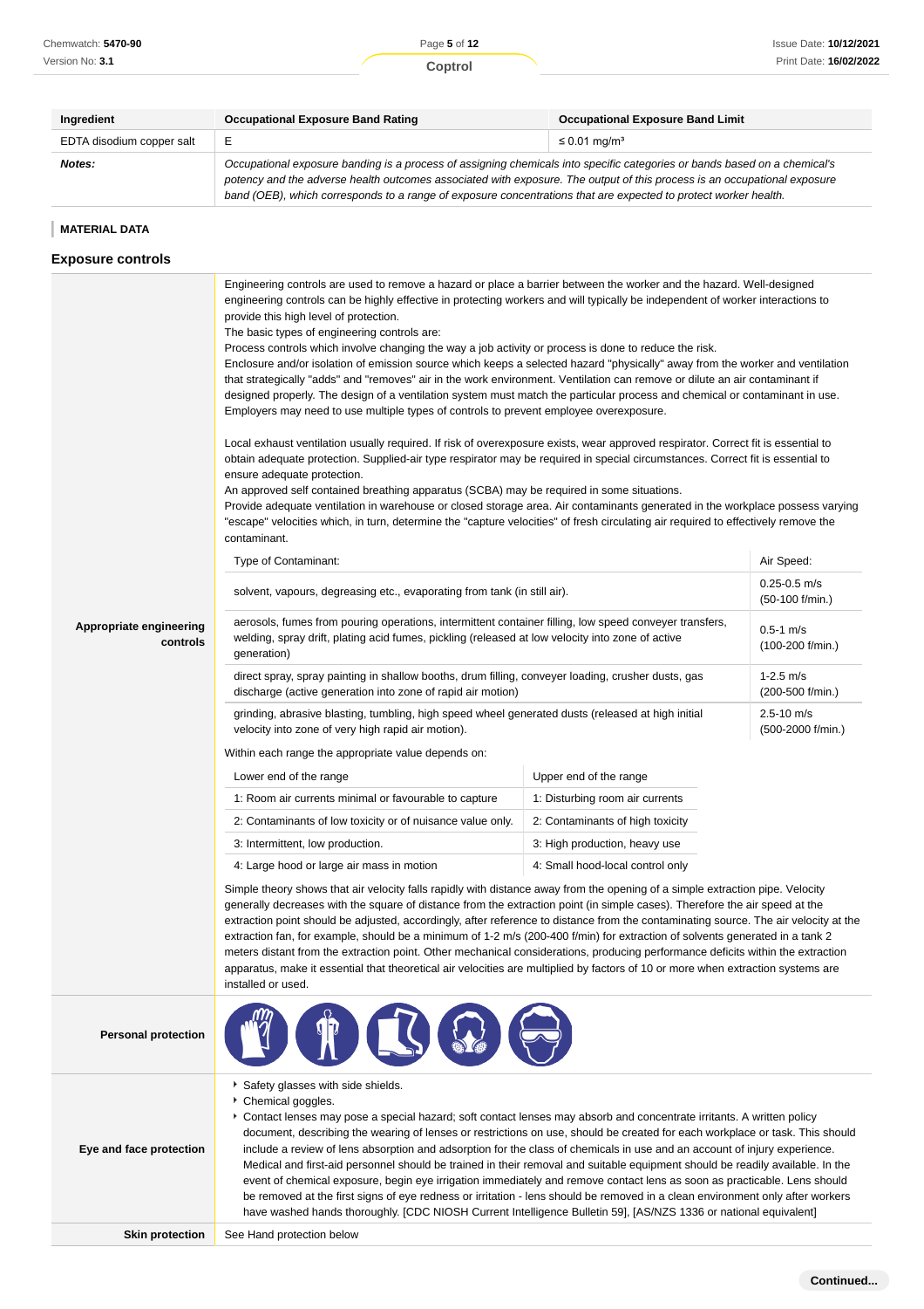| Ingredient | Occupational Exposure Band Rating | Occupational Exposure Band Limit |
|---|---|---|
| EDTA disodium copper salt | E | ≤ 0.01 mg/m³ |
| **Notes:** | *Occupational exposure banding is a process of assigning chemicals into specific categories or bands based on a chemical's potency and the adverse health outcomes associated with exposure. The output of this process is an occupational exposure band (OEB), which corresponds to a range of exposure concentrations that are expected to protect worker health.* | |

### MATERIAL DATA

## Exposure controls

**Appropriate engineering controls**

Engineering controls are used to remove a hazard or place a barrier between the worker and the hazard. Well-designed engineering controls can be highly effective in protecting workers and will typically be independent of worker interactions to provide this high level of protection.
The basic types of engineering controls are:
Process controls which involve changing the way a job activity or process is done to reduce the risk.
Enclosure and/or isolation of emission source which keeps a selected hazard "physically" away from the worker and ventilation that strategically "adds" and "removes" air in the work environment. Ventilation can remove or dilute an air contaminant if designed properly. The design of a ventilation system must match the particular process and chemical or contaminant in use.
Employers may need to use multiple types of controls to prevent employee overexposure.

Local exhaust ventilation usually required. If risk of overexposure exists, wear approved respirator. Correct fit is essential to obtain adequate protection. Supplied-air type respirator may be required in special circumstances. Correct fit is essential to ensure adequate protection.
An approved self contained breathing apparatus (SCBA) may be required in some situations.
Provide adequate ventilation in warehouse or closed storage area. Air contaminants generated in the workplace possess varying "escape" velocities which, in turn, determine the "capture velocities" of fresh circulating air required to effectively remove the contaminant.

| Type of Contaminant: | Air Speed: |
|---|---|
| solvent, vapours, degreasing etc., evaporating from tank (in still air). | 0.25-0.5 m/s (50-100 f/min.) |
| aerosols, fumes from pouring operations, intermittent container filling, low speed conveyer transfers, welding, spray drift, plating acid fumes, pickling (released at low velocity into zone of active generation) | 0.5-1 m/s (100-200 f/min.) |
| direct spray, spray painting in shallow booths, drum filling, conveyer loading, crusher dusts, gas discharge (active generation into zone of rapid air motion) | 1-2.5 m/s (200-500 f/min.) |
| grinding, abrasive blasting, tumbling, high speed wheel generated dusts (released at high initial velocity into zone of very high rapid air motion). | 2.5-10 m/s (500-2000 f/min.) |

Within each range the appropriate value depends on:

| Lower end of the range | Upper end of the range |
|---|---|
| 1: Room air currents minimal or favourable to capture | 1: Disturbing room air currents |
| 2: Contaminants of low toxicity or of nuisance value only. | 2: Contaminants of high toxicity |
| 3: Intermittent, low production. | 3: High production, heavy use |
| 4: Large hood or large air mass in motion | 4: Small hood-local control only |

Simple theory shows that air velocity falls rapidly with distance away from the opening of a simple extraction pipe. Velocity generally decreases with the square of distance from the extraction point (in simple cases). Therefore the air speed at the extraction point should be adjusted, accordingly, after reference to distance from the contaminating source. The air velocity at the extraction fan, for example, should be a minimum of 1-2 m/s (200-400 f/min) for extraction of solvents generated in a tank 2 meters distant from the extraction point. Other mechanical considerations, producing performance deficits within the extraction apparatus, make it essential that theoretical air velocities are multiplied by factors of 10 or more when extraction systems are installed or used.

**Personal protection**

**Eye and face protection**

- Safety glasses with side shields.
- Chemical goggles.
- Contact lenses may pose a special hazard; soft contact lenses may absorb and concentrate irritants. A written policy document, describing the wearing of lenses or restrictions on use, should be created for each workplace or task. This should include a review of lens absorption and adsorption for the class of chemicals in use and an account of injury experience. Medical and first-aid personnel should be trained in their removal and suitable equipment should be readily available. In the event of chemical exposure, begin eye irrigation immediately and remove contact lens as soon as practicable. Lens should be removed at the first signs of eye redness or irritation - lens should be removed in a clean environment only after workers have washed hands thoroughly. [CDC NIOSH Current Intelligence Bulletin 59], [AS/NZS 1336 or national equivalent]

**Skin protection**

See Hand protection below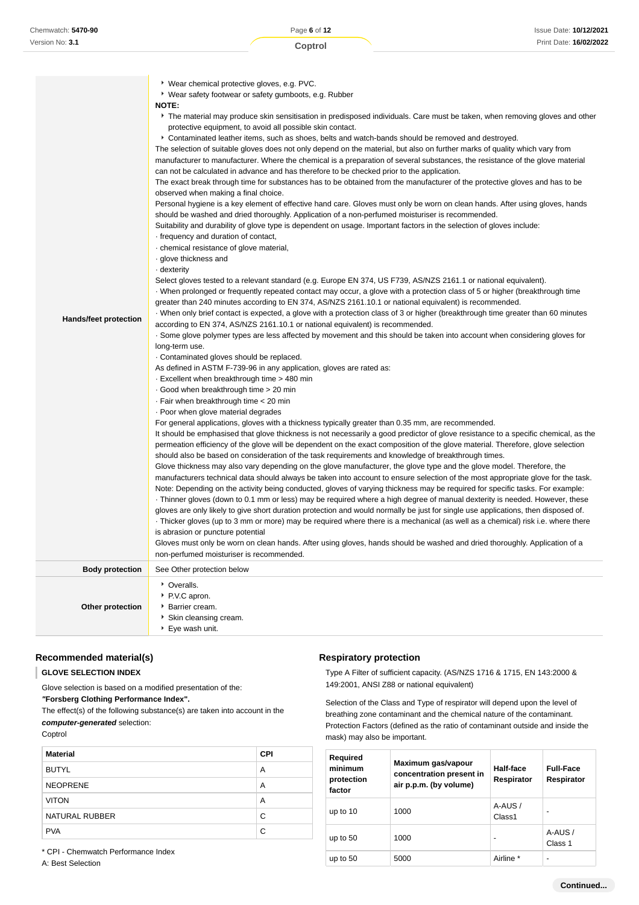| | |
|---|---|
| **Hands/feet protection** | ▸ Wear chemical protective gloves, e.g. PVC.<br>▸ Wear safety footwear or safety gumboots, e.g. Rubber<br>**NOTE:**<br>▸ The material may produce skin sensitisation in predisposed individuals. Care must be taken, when removing gloves and other protective equipment, to avoid all possible skin contact.<br>▸ Contaminated leather items, such as shoes, belts and watch-bands should be removed and destroyed.<br>The selection of suitable gloves does not only depend on the material, but also on further marks of quality which vary from manufacturer to manufacturer. Where the chemical is a preparation of several substances, the resistance of the glove material can not be calculated in advance and has therefore to be checked prior to the application.<br>The exact break through time for substances has to be obtained from the manufacturer of the protective gloves and has to be observed when making a final choice.<br>Personal hygiene is a key element of effective hand care. Gloves must only be worn on clean hands. After using gloves, hands should be washed and dried thoroughly. Application of a non-perfumed moisturiser is recommended.<br>Suitability and durability of glove type is dependent on usage. Important factors in the selection of gloves include:<br>· frequency and duration of contact,<br>· chemical resistance of glove material,<br>· glove thickness and<br>· dexterity<br>Select gloves tested to a relevant standard (e.g. Europe EN 374, US F739, AS/NZS 2161.1 or national equivalent).<br>· When prolonged or frequently repeated contact may occur, a glove with a protection class of 5 or higher (breakthrough time greater than 240 minutes according to EN 374, AS/NZS 2161.10.1 or national equivalent) is recommended.<br>· When only brief contact is expected, a glove with a protection class of 3 or higher (breakthrough time greater than 60 minutes according to EN 374, AS/NZS 2161.10.1 or national equivalent) is recommended.<br>· Some glove polymer types are less affected by movement and this should be taken into account when considering gloves for long-term use.<br>· Contaminated gloves should be replaced.<br>As defined in ASTM F-739-96 in any application, gloves are rated as:<br>· Excellent when breakthrough time > 480 min<br>· Good when breakthrough time > 20 min<br>· Fair when breakthrough time < 20 min<br>· Poor when glove material degrades<br>For general applications, gloves with a thickness typically greater than 0.35 mm, are recommended.<br>It should be emphasised that glove thickness is not necessarily a good predictor of glove resistance to a specific chemical, as the permeation efficiency of the glove will be dependent on the exact composition of the glove material. Therefore, glove selection should also be based on consideration of the task requirements and knowledge of breakthrough times.<br>Glove thickness may also vary depending on the glove manufacturer, the glove type and the glove model. Therefore, the manufacturers technical data should always be taken into account to ensure selection of the most appropriate glove for the task.<br>Note: Depending on the activity being conducted, gloves of varying thickness may be required for specific tasks. For example:<br>· Thinner gloves (down to 0.1 mm or less) may be required where a high degree of manual dexterity is needed. However, these gloves are only likely to give short duration protection and would normally be just for single use applications, then disposed of.<br>· Thicker gloves (up to 3 mm or more) may be required where there is a mechanical (as well as a chemical) risk i.e. where there is abrasion or puncture potential<br>Gloves must only be worn on clean hands. After using gloves, hands should be washed and dried thoroughly. Application of a non-perfumed moisturiser is recommended. |
| **Body protection** | See Other protection below |
| **Other protection** | ▸ Overalls.<br>▸ P.V.C apron.<br>▸ Barrier cream.<br>▸ Skin cleansing cream.<br>▸ Eye wash unit. |

## Recommended material(s)

**GLOVE SELECTION INDEX**

Glove selection is based on a modified presentation of the:

***"*Forsberg Clothing Performance Index".**

The effect(s) of the following substance(s) are taken into account in the ***computer-generated*** selection:

Coptrol

| Material | CPI |
|---|---|
| BUTYL | A |
| NEOPRENE | A |
| VITON | A |
| NATURAL RUBBER | C |
| PVA | C |

* CPI - Chemwatch Performance Index

A: Best Selection

## Respiratory protection

Type A Filter of sufficient capacity. (AS/NZS 1716 & 1715, EN 143:2000 & 149:2001, ANSI Z88 or national equivalent)

Selection of the Class and Type of respirator will depend upon the level of breathing zone contaminant and the chemical nature of the contaminant. Protection Factors (defined as the ratio of contaminant outside and inside the mask) may also be important.

| Required minimum protection factor | Maximum gas/vapour concentration present in air p.p.m. (by volume) | Half-face Respirator | Full-Face Respirator |
|---|---|---|---|
| up to 10 | 1000 | A-AUS / Class1 | - |
| up to 50 | 1000 | - | A-AUS / Class 1 |
| up to 50 | 5000 | Airline * | - |

Continued...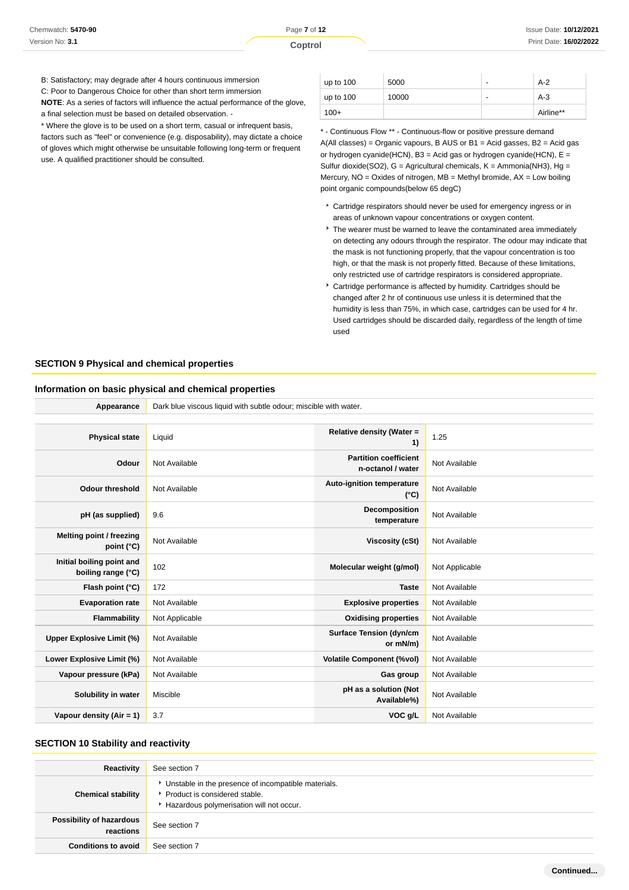B: Satisfactory; may degrade after 4 hours continuous immersion
C: Poor to Dangerous Choice for other than short term immersion
**NOTE**: As a series of factors will influence the actual performance of the glove, a final selection must be based on detailed observation. -
* Where the glove is to be used on a short term, casual or infrequent basis, factors such as "feel" or convenience (e.g. disposability), may dictate a choice of gloves which might otherwise be unsuitable following long-term or frequent use. A qualified practitioner should be consulted.

| | | | |
|---|---|---|---|
| up to 100 | 5000 | - | A-2 |
| up to 100 | 10000 | - | A-3 |
| 100+ | | | Airline** |

* - Continuous Flow ** - Continuous-flow or positive pressure demand
A(All classes) = Organic vapours, B AUS or B1 = Acid gasses, B2 = Acid gas or hydrogen cyanide(HCN), B3 = Acid gas or hydrogen cyanide(HCN), E = Sulfur dioxide(SO2), G = Agricultural chemicals, K = Ammonia(NH3), Hg = Mercury, NO = Oxides of nitrogen, MB = Methyl bromide, AX = Low boiling point organic compounds(below 65 degC)

- Cartridge respirators should never be used for emergency ingress or in areas of unknown vapour concentrations or oxygen content.
- The wearer must be warned to leave the contaminated area immediately on detecting any odours through the respirator. The odour may indicate that the mask is not functioning properly, that the vapour concentration is too high, or that the mask is not properly fitted. Because of these limitations, only restricted use of cartridge respirators is considered appropriate.
- Cartridge performance is affected by humidity. Cartridges should be changed after 2 hr of continuous use unless it is determined that the humidity is less than 75%, in which case, cartridges can be used for 4 hr. Used cartridges should be discarded daily, regardless of the length of time used

## SECTION 9 Physical and chemical properties

### Information on basic physical and chemical properties

| | |
|---|---|
| **Appearance** | Dark blue viscous liquid with subtle odour; miscible with water. |

| | | | |
|---|---|---|---|
| **Physical state** | Liquid | **Relative density (Water = 1)** | 1.25 |
| **Odour** | Not Available | **Partition coefficient n-octanol / water** | Not Available |
| **Odour threshold** | Not Available | **Auto-ignition temperature (°C)** | Not Available |
| **pH (as supplied)** | 9.6 | **Decomposition temperature** | Not Available |
| **Melting point / freezing point (°C)** | Not Available | **Viscosity (cSt)** | Not Available |
| **Initial boiling point and boiling range (°C)** | 102 | **Molecular weight (g/mol)** | Not Applicable |
| **Flash point (°C)** | 172 | **Taste** | Not Available |
| **Evaporation rate** | Not Available | **Explosive properties** | Not Available |
| **Flammability** | Not Applicable | **Oxidising properties** | Not Available |
| **Upper Explosive Limit (%)** | Not Available | **Surface Tension (dyn/cm or mN/m)** | Not Available |
| **Lower Explosive Limit (%)** | Not Available | **Volatile Component (%vol)** | Not Available |
| **Vapour pressure (kPa)** | Not Available | **Gas group** | Not Available |
| **Solubility in water** | Miscible | **pH as a solution (Not Available%)** | Not Available |
| **Vapour density (Air = 1)** | 3.7 | **VOC g/L** | Not Available |

## SECTION 10 Stability and reactivity

| | |
|---|---|
| **Reactivity** | See section 7 |
| **Chemical stability** | - Unstable in the presence of incompatible materials.<br>- Product is considered stable.<br>- Hazardous polymerisation will not occur. |
| **Possibility of hazardous reactions** | See section 7 |
| **Conditions to avoid** | See section 7 |

Continued...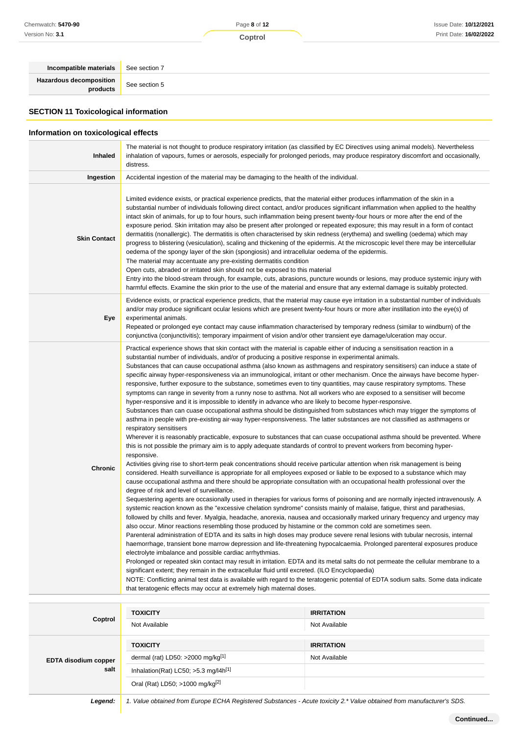| | |
|---|---|
| **Incompatible materials** | See section 7 |
| **Hazardous decomposition products** | See section 5 |

## SECTION 11 Toxicological information

### Information on toxicological effects

| | |
|---|---|
| **Inhaled** | The material is not thought to produce respiratory irritation (as classified by EC Directives using animal models). Nevertheless inhalation of vapours, fumes or aerosols, especially for prolonged periods, may produce respiratory discomfort and occasionally, distress. |
| **Ingestion** | Accidental ingestion of the material may be damaging to the health of the individual. |
| **Skin Contact** | Limited evidence exists, or practical experience predicts, that the material either produces inflammation of the skin in a substantial number of individuals following direct contact, and/or produces significant inflammation when applied to the healthy intact skin of animals, for up to four hours, such inflammation being present twenty-four hours or more after the end of the exposure period. Skin irritation may also be present after prolonged or repeated exposure; this may result in a form of contact dermatitis (nonallergic). The dermatitis is often characterised by skin redness (erythema) and swelling (oedema) which may progress to blistering (vesiculation), scaling and thickening of the epidermis. At the microscopic level there may be intercellular oedema of the spongy layer of the skin (spongiosis) and intracellular oedema of the epidermis.<br>The material may accentuate any pre-existing dermatitis condition<br>Open cuts, abraded or irritated skin should not be exposed to this material<br>Entry into the blood-stream through, for example, cuts, abrasions, puncture wounds or lesions, may produce systemic injury with harmful effects. Examine the skin prior to the use of the material and ensure that any external damage is suitably protected. |
| **Eye** | Evidence exists, or practical experience predicts, that the material may cause eye irritation in a substantial number of individuals and/or may produce significant ocular lesions which are present twenty-four hours or more after instillation into the eye(s) of experimental animals.<br>Repeated or prolonged eye contact may cause inflammation characterised by temporary redness (similar to windburn) of the conjunctiva (conjunctivitis); temporary impairment of vision and/or other transient eye damage/ulceration may occur. |
| **Chronic** | Practical experience shows that skin contact with the material is capable either of inducing a sensitisation reaction in a substantial number of individuals, and/or of producing a positive response in experimental animals.<br>Substances that can cause occupational asthma (also known as asthmagens and respiratory sensitisers) can induce a state of specific airway hyper-responsiveness via an immunological, irritant or other mechanism. Once the airways have become hyper-responsive, further exposure to the substance, sometimes even to tiny quantities, may cause respiratory symptoms. These symptoms can range in severity from a runny nose to asthma. Not all workers who are exposed to a sensitiser will become hyper-responsive and it is impossible to identify in advance who are likely to become hyper-responsive.<br>Substances than can cuase occupational asthma should be distinguished from substances which may trigger the symptoms of asthma in people with pre-existing air-way hyper-responsiveness. The latter substances are not classified as asthmagens or respiratory sensitisers<br>Wherever it is reasonably practicable, exposure to substances that can cuase occupational asthma should be prevented. Where this is not possible the primary aim is to apply adequate standards of control to prevent workers from becoming hyper-responsive.<br>Activities giving rise to short-term peak concentrations should receive particular attention when risk management is being considered. Health surveillance is appropriate for all employees exposed or liable to be exposed to a substance which may cause occupational asthma and there should be appropriate consultation with an occupational health professional over the degree of risk and level of surveillance.<br>Sequestering agents are occasionally used in therapies for various forms of poisoning and are normally injected intravenously. A systemic reaction known as the "excessive chelation syndrome" consists mainly of malaise, fatigue, thirst and parathesias, followed by chills and fever. Myalgia, headache, anorexia, nausea and occasionally marked urinary frequency and urgency may also occur. Minor reactions resembling those produced by histamine or the common cold are sometimes seen.<br>Parenteral administration of EDTA and its salts in high doses may produce severe renal lesions with tubular necrosis, internal haemorrhage, transient bone marrow depression and life-threatening hypocalcaemia. Prolonged parenteral exposures produce electrolyte imbalance and possible cardiac arrhythmias.<br>Prolonged or repeated skin contact may result in irritation. EDTA and its metal salts do not permeate the cellular membrane to a significant extent; they remain in the extracellular fluid until excreted. (ILO Encyclopaedia)<br>NOTE: Conflicting animal test data is available with regard to the teratogenic potential of EDTA sodium salts. Some data indicate that teratogenic effects may occur at extremely high maternal doses. |

| | TOXICITY | IRRITATION |
|---|---|---|
| **Coptrol** | Not Available | Not Available |
| **EDTA disodium copper salt** | dermal (rat) LD50: >2000 mg/kg[1] | Not Available |
| | Inhalation(Rat) LC50; >5.3 mg/l4h[1] | |
| | Oral (Rat) LD50; >1000 mg/kg[2] | |

***Legend:*** *1. Value obtained from Europe ECHA Registered Substances - Acute toxicity 2.\* Value obtained from manufacturer's SDS.*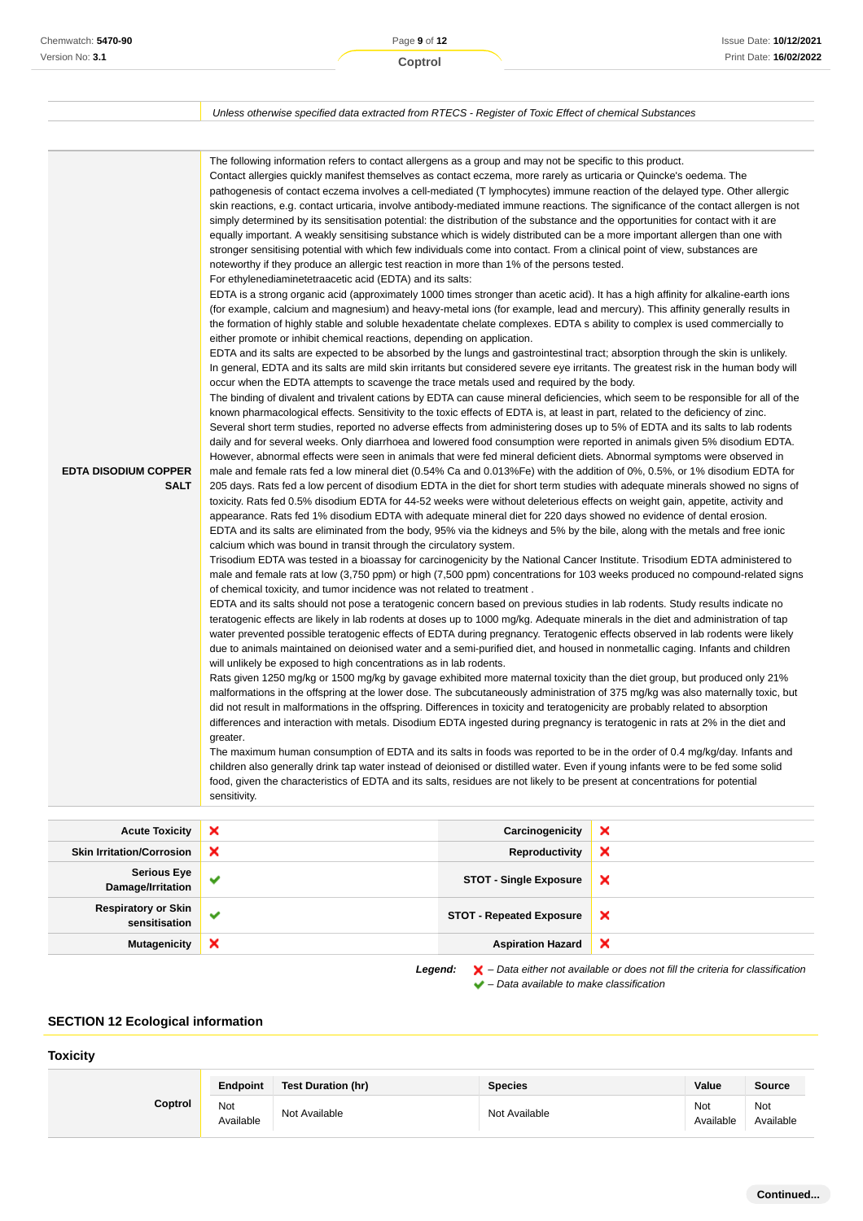| | |
|---|---|
| | *Unless otherwise specified data extracted from RTECS - Register of Toxic Effect of chemical Substances* |

| | |
|---|---|
| **EDTA DISODIUM COPPER SALT** | The following information refers to contact allergens as a group and may not be specific to this product.<br>Contact allergies quickly manifest themselves as contact eczema, more rarely as urticaria or Quincke's oedema. The pathogenesis of contact eczema involves a cell-mediated (T lymphocytes) immune reaction of the delayed type. Other allergic skin reactions, e.g. contact urticaria, involve antibody-mediated immune reactions. The significance of the contact allergen is not simply determined by its sensitisation potential: the distribution of the substance and the opportunities for contact with it are equally important. A weakly sensitising substance which is widely distributed can be a more important allergen than one with stronger sensitising potential with which few individuals come into contact. From a clinical point of view, substances are noteworthy if they produce an allergic test reaction in more than 1% of the persons tested.<br>For ethylenediaminetetraacetic acid (EDTA) and its salts:<br>EDTA is a strong organic acid (approximately 1000 times stronger than acetic acid). It has a high affinity for alkaline-earth ions (for example, calcium and magnesium) and heavy-metal ions (for example, lead and mercury). This affinity generally results in the formation of highly stable and soluble hexadentate chelate complexes. EDTA s ability to complex is used commercially to either promote or inhibit chemical reactions, depending on application.<br>EDTA and its salts are expected to be absorbed by the lungs and gastrointestinal tract; absorption through the skin is unlikely. In general, EDTA and its salts are mild skin irritants but considered severe eye irritants. The greatest risk in the human body will occur when the EDTA attempts to scavenge the trace metals used and required by the body.<br>The binding of divalent and trivalent cations by EDTA can cause mineral deficiencies, which seem to be responsible for all of the known pharmacological effects. Sensitivity to the toxic effects of EDTA is, at least in part, related to the deficiency of zinc.<br>Several short term studies, reported no adverse effects from administering doses up to 5% of EDTA and its salts to lab rodents daily and for several weeks. Only diarrhoea and lowered food consumption were reported in animals given 5% disodium EDTA. However, abnormal effects were seen in animals that were fed mineral deficient diets. Abnormal symptoms were observed in male and female rats fed a low mineral diet (0.54% Ca and 0.013%Fe) with the addition of 0%, 0.5%, or 1% disodium EDTA for 205 days. Rats fed a low percent of disodium EDTA in the diet for short term studies with adequate minerals showed no signs of toxicity. Rats fed 0.5% disodium EDTA for 44-52 weeks were without deleterious effects on weight gain, appetite, activity and appearance. Rats fed 1% disodium EDTA with adequate mineral diet for 220 days showed no evidence of dental erosion.<br>EDTA and its salts are eliminated from the body, 95% via the kidneys and 5% by the bile, along with the metals and free ionic calcium which was bound in transit through the circulatory system.<br>Trisodium EDTA was tested in a bioassay for carcinogenicity by the National Cancer Institute. Trisodium EDTA administered to male and female rats at low (3,750 ppm) or high (7,500 ppm) concentrations for 103 weeks produced no compound-related signs of chemical toxicity, and tumor incidence was not related to treatment .<br>EDTA and its salts should not pose a teratogenic concern based on previous studies in lab rodents. Study results indicate no teratogenic effects are likely in lab rodents at doses up to 1000 mg/kg. Adequate minerals in the diet and administration of tap water prevented possible teratogenic effects of EDTA during pregnancy. Teratogenic effects observed in lab rodents were likely due to animals maintained on deionised water and a semi-purified diet, and housed in nonmetallic caging. Infants and children will unlikely be exposed to high concentrations as in lab rodents.<br>Rats given 1250 mg/kg or 1500 mg/kg by gavage exhibited more maternal toxicity than the diet group, but produced only 21% malformations in the offspring at the lower dose. The subcutaneously administration of 375 mg/kg was also maternally toxic, but did not result in malformations in the offspring. Differences in toxicity and teratogenicity are probably related to absorption differences and interaction with metals. Disodium EDTA ingested during pregnancy is teratogenic in rats at 2% in the diet and greater.<br>The maximum human consumption of EDTA and its salts in foods was reported to be in the order of 0.4 mg/kg/day. Infants and children also generally drink tap water instead of deionised or distilled water. Even if young infants were to be fed some solid food, given the characteristics of EDTA and its salts, residues are not likely to be present at concentrations for potential sensitivity. |

| | | | |
|---|---|---|---|
| **Acute Toxicity** | ✘ | **Carcinogenicity** | ✘ |
| **Skin Irritation/Corrosion** | ✘ | **Reproductivity** | ✘ |
| **Serious Eye Damage/Irritation** | ✔ | **STOT - Single Exposure** | ✘ |
| **Respiratory or Skin sensitisation** | ✔ | **STOT - Repeated Exposure** | ✘ |
| **Mutagenicity** | ✘ | **Aspiration Hazard** | ✘ |

***Legend:*** ✘ *– Data either not available or does not fill the criteria for classification*
✔ *– Data available to make classification*

## SECTION 12 Ecological information

### Toxicity

| | Endpoint | Test Duration (hr) | Species | Value | Source |
|---|---|---|---|---|---|
| **Coptrol** | Not Available | Not Available | Not Available | Not Available | Not Available |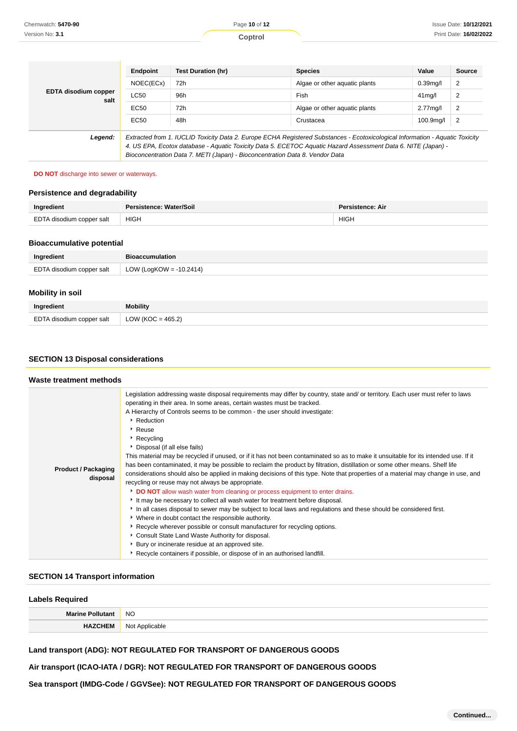| EDTA disodium copper salt | Endpoint | Test Duration (hr) | Species | Value | Source |
|---|---|---|---|---|---|
| | NOEC(ECx) | 72h | Algae or other aquatic plants | 0.39mg/l | 2 |
| | LC50 | 96h | Fish | 41mg/l | 2 |
| | EC50 | 72h | Algae or other aquatic plants | 2.77mg/l | 2 |
| | EC50 | 48h | Crustacea | 100.9mg/l | 2 |

***Legend:*** *Extracted from 1. IUCLID Toxicity Data 2. Europe ECHA Registered Substances - Ecotoxicological Information - Aquatic Toxicity 4. US EPA, Ecotox database - Aquatic Toxicity Data 5. ECETOC Aquatic Hazard Assessment Data 6. NITE (Japan) - Bioconcentration Data 7. METI (Japan) - Bioconcentration Data 8. Vendor Data*

**DO NOT** discharge into sewer or waterways.

### Persistence and degradability

| Ingredient | Persistence: Water/Soil | Persistence: Air |
|---|---|---|
| EDTA disodium copper salt | HIGH | HIGH |

### Bioaccumulative potential

| Ingredient | Bioaccumulation |
|---|---|
| EDTA disodium copper salt | LOW (LogKOW = -10.2414) |

### Mobility in soil

| Ingredient | Mobility |
|---|---|
| EDTA disodium copper salt | LOW (KOC = 465.2) |

## SECTION 13 Disposal considerations

### Waste treatment methods

**Product / Packaging disposal**

Legislation addressing waste disposal requirements may differ by country, state and/ or territory. Each user must refer to laws operating in their area. In some areas, certain wastes must be tracked.

A Hierarchy of Controls seems to be common - the user should investigate:

- Reduction
- Reuse
- Recycling
- Disposal (if all else fails)

This material may be recycled if unused, or if it has not been contaminated so as to make it unsuitable for its intended use. If it has been contaminated, it may be possible to reclaim the product by filtration, distillation or some other means. Shelf life considerations should also be applied in making decisions of this type. Note that properties of a material may change in use, and recycling or reuse may not always be appropriate.

- **DO NOT** allow wash water from cleaning or process equipment to enter drains.
- It may be necessary to collect all wash water for treatment before disposal.
- In all cases disposal to sewer may be subject to local laws and regulations and these should be considered first.
- Where in doubt contact the responsible authority.
- Recycle wherever possible or consult manufacturer for recycling options.
- Consult State Land Waste Authority for disposal.
- Bury or incinerate residue at an approved site.
- Recycle containers if possible, or dispose of in an authorised landfill.

## SECTION 14 Transport information

### Labels Required

| | |
|---|---|
| **Marine Pollutant** | NO |
| **HAZCHEM** | Not Applicable |

**Land transport (ADG): NOT REGULATED FOR TRANSPORT OF DANGEROUS GOODS**

**Air transport (ICAO-IATA / DGR): NOT REGULATED FOR TRANSPORT OF DANGEROUS GOODS**

**Sea transport (IMDG-Code / GGVSee): NOT REGULATED FOR TRANSPORT OF DANGEROUS GOODS**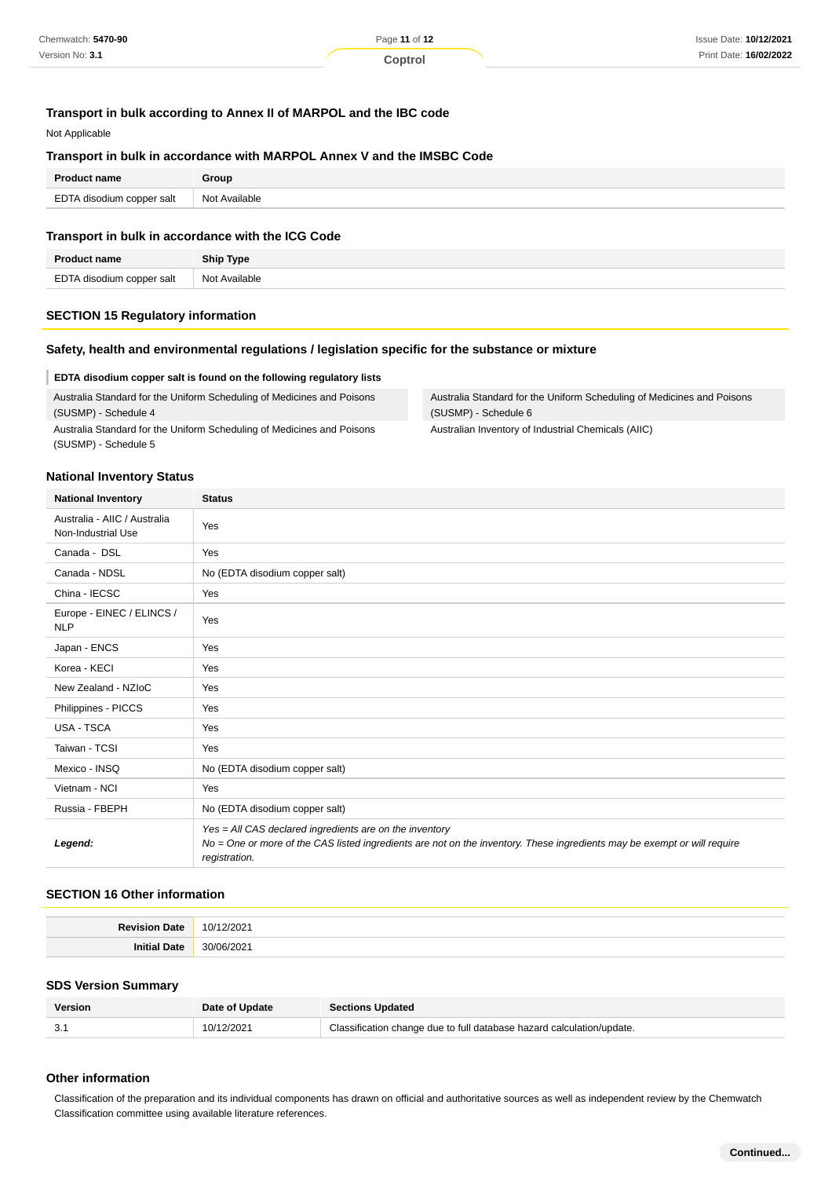### Transport in bulk according to Annex II of MARPOL and the IBC code

Not Applicable

### Transport in bulk in accordance with MARPOL Annex V and the IMSBC Code

| Product name | Group |
| --- | --- |
| EDTA disodium copper salt | Not Available |

### Transport in bulk in accordance with the ICG Code

| Product name | Ship Type |
| --- | --- |
| EDTA disodium copper salt | Not Available |

## SECTION 15 Regulatory information

### Safety, health and environmental regulations / legislation specific for the substance or mixture

**EDTA disodium copper salt is found on the following regulatory lists**

Australia Standard for the Uniform Scheduling of Medicines and Poisons (SUSMP) - Schedule 4

Australia Standard for the Uniform Scheduling of Medicines and Poisons (SUSMP) - Schedule 5

Australia Standard for the Uniform Scheduling of Medicines and Poisons (SUSMP) - Schedule 6

Australian Inventory of Industrial Chemicals (AIIC)

### National Inventory Status

| National Inventory | Status |
| --- | --- |
| Australia - AIIC / Australia Non-Industrial Use | Yes |
| Canada - DSL | Yes |
| Canada - NDSL | No (EDTA disodium copper salt) |
| China - IECSC | Yes |
| Europe - EINEC / ELINCS / NLP | Yes |
| Japan - ENCS | Yes |
| Korea - KECI | Yes |
| New Zealand - NZIoC | Yes |
| Philippines - PICCS | Yes |
| USA - TSCA | Yes |
| Taiwan - TCSI | Yes |
| Mexico - INSQ | No (EDTA disodium copper salt) |
| Vietnam - NCI | Yes |
| Russia - FBEPH | No (EDTA disodium copper salt) |
| ***Legend:*** | *Yes = All CAS declared ingredients are on the inventory*<br>*No = One or more of the CAS listed ingredients are not on the inventory. These ingredients may be exempt or will require registration.* |

## SECTION 16 Other information

| | |
| --- | --- |
| **Revision Date** | 10/12/2021 |
| **Initial Date** | 30/06/2021 |

### SDS Version Summary

| Version | Date of Update | Sections Updated |
| --- | --- | --- |
| 3.1 | 10/12/2021 | Classification change due to full database hazard calculation/update. |

### Other information

Classification of the preparation and its individual components has drawn on official and authoritative sources as well as independent review by the Chemwatch Classification committee using available literature references.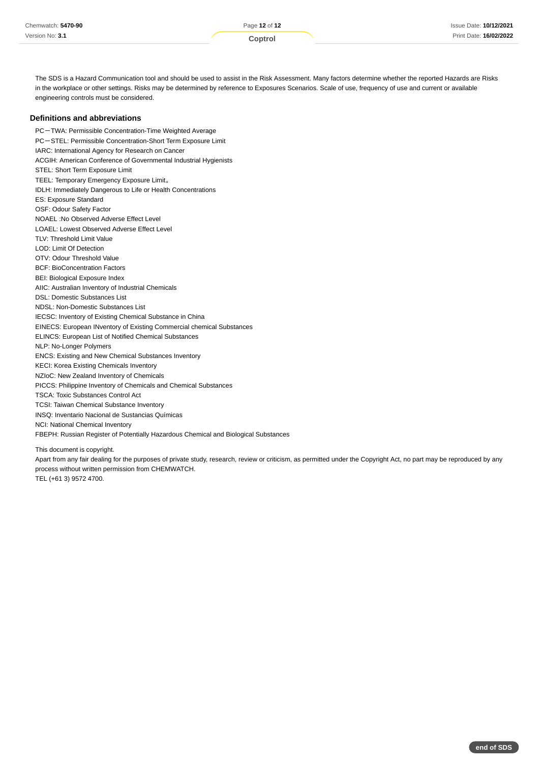The SDS is a Hazard Communication tool and should be used to assist in the Risk Assessment. Many factors determine whether the reported Hazards are Risks in the workplace or other settings. Risks may be determined by reference to Exposures Scenarios. Scale of use, frequency of use and current or available engineering controls must be considered.

### Definitions and abbreviations

PC－TWA: Permissible Concentration-Time Weighted Average
PC－STEL: Permissible Concentration-Short Term Exposure Limit
IARC: International Agency for Research on Cancer
ACGIH: American Conference of Governmental Industrial Hygienists
STEL: Short Term Exposure Limit
TEEL: Temporary Emergency Exposure Limit。
IDLH: Immediately Dangerous to Life or Health Concentrations
ES: Exposure Standard
OSF: Odour Safety Factor
NOAEL :No Observed Adverse Effect Level
LOAEL: Lowest Observed Adverse Effect Level
TLV: Threshold Limit Value
LOD: Limit Of Detection
OTV: Odour Threshold Value
BCF: BioConcentration Factors
BEI: Biological Exposure Index
AIIC: Australian Inventory of Industrial Chemicals
DSL: Domestic Substances List
NDSL: Non-Domestic Substances List
IECSC: Inventory of Existing Chemical Substance in China
EINECS: European INventory of Existing Commercial chemical Substances
ELINCS: European List of Notified Chemical Substances
NLP: No-Longer Polymers
ENCS: Existing and New Chemical Substances Inventory
KECI: Korea Existing Chemicals Inventory
NZIoC: New Zealand Inventory of Chemicals
PICCS: Philippine Inventory of Chemicals and Chemical Substances
TSCA: Toxic Substances Control Act
TCSI: Taiwan Chemical Substance Inventory
INSQ: Inventario Nacional de Sustancias Químicas
NCI: National Chemical Inventory
FBEPH: Russian Register of Potentially Hazardous Chemical and Biological Substances

This document is copyright.
Apart from any fair dealing for the purposes of private study, research, review or criticism, as permitted under the Copyright Act, no part may be reproduced by any process without written permission from CHEMWATCH.
TEL (+61 3) 9572 4700.

end of SDS